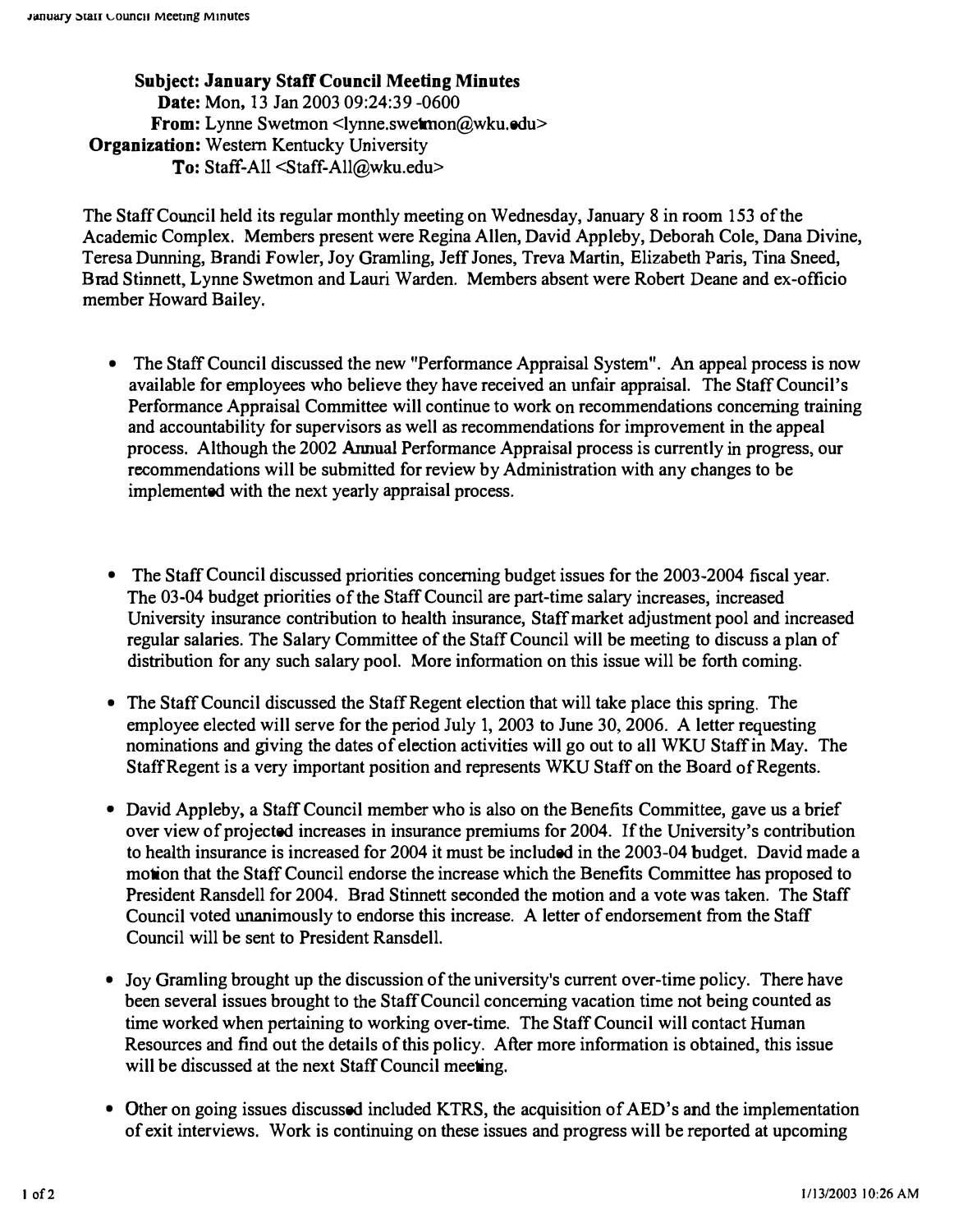**Subject:** **January Staff Council Meeting Minutes**
**Date:** Mon, 13 Jan 2003 09:24:39 -0600
**From:** Lynne Swetmon <lynne.swetmon@wku.edu>
**Organization:** Western Kentucky University
**To:** Staff-All <Staff-All@wku.edu>

The Staff Council held its regular monthly meeting on Wednesday, January 8 in room 153 of the Academic Complex. Members present were Regina Allen, David Appleby, Deborah Cole, Dana Divine, Teresa Dunning, Brandi Fowler, Joy Gramling, Jeff Jones, Treva Martin, Elizabeth Paris, Tina Sneed, Brad Stinnett, Lynne Swetmon and Lauri Warden. Members absent were Robert Deane and ex-officio member Howard Bailey.

- The Staff Council discussed the new "Performance Appraisal System". An appeal process is now available for employees who believe they have received an unfair appraisal. The Staff Council's Performance Appraisal Committee will continue to work on recommendations concerning training and accountability for supervisors as well as recommendations for improvement in the appeal process. Although the 2002 Annual Performance Appraisal process is currently in progress, our recommendations will be submitted for review by Administration with any changes to be implemented with the next yearly appraisal process.

- The Staff Council discussed priorities concerning budget issues for the 2003-2004 fiscal year. The 03-04 budget priorities of the Staff Council are part-time salary increases, increased University insurance contribution to health insurance, Staff market adjustment pool and increased regular salaries. The Salary Committee of the Staff Council will be meeting to discuss a plan of distribution for any such salary pool. More information on this issue will be forth coming.

- The Staff Council discussed the Staff Regent election that will take place this spring. The employee elected will serve for the period July 1, 2003 to June 30, 2006. A letter requesting nominations and giving the dates of election activities will go out to all WKU Staff in May. The Staff Regent is a very important position and represents WKU Staff on the Board of Regents.

- David Appleby, a Staff Council member who is also on the Benefits Committee, gave us a brief over view of projected increases in insurance premiums for 2004. If the University's contribution to health insurance is increased for 2004 it must be included in the 2003-04 budget. David made a motion that the Staff Council endorse the increase which the Benefits Committee has proposed to President Ransdell for 2004. Brad Stinnett seconded the motion and a vote was taken. The Staff Council voted unanimously to endorse this increase. A letter of endorsement from the Staff Council will be sent to President Ransdell.

- Joy Gramling brought up the discussion of the university's current over-time policy. There have been several issues brought to the Staff Council concerning vacation time not being counted as time worked when pertaining to working over-time. The Staff Council will contact Human Resources and find out the details of this policy. After more information is obtained, this issue will be discussed at the next Staff Council meeting.

- Other on going issues discussed included KTRS, the acquisition of AED's and the implementation of exit interviews. Work is continuing on these issues and progress will be reported at upcoming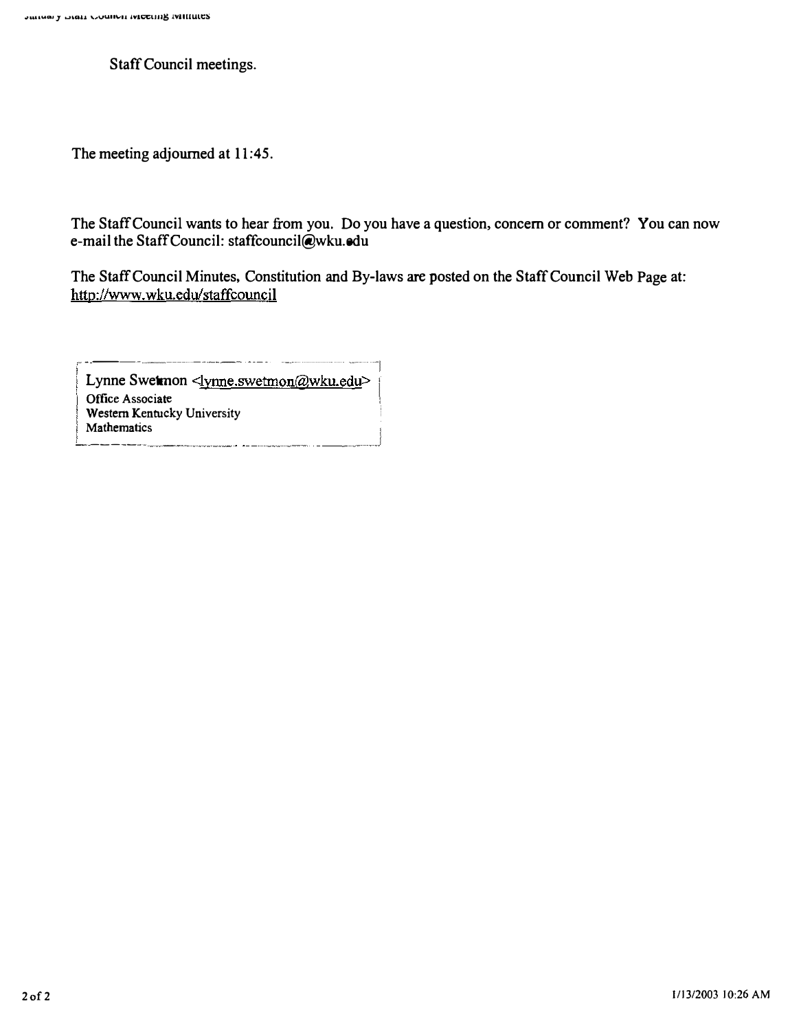Staff Council meetings.

The meeting adjourned at 11:45.

The Staff Council wants to hear from you. Do you have a question, concern or comment? You can now e-mail the Staff Council: staffcouncil@wku.edu

The Staff Council Minutes, Constitution and By-laws are posted on the Staff Council Web Page at: http://www.wku.edu/staffcouncil

Lynne Swetmon <lynne.swetmon@wku.edu>
Office Associate
Western Kentucky University
Mathematics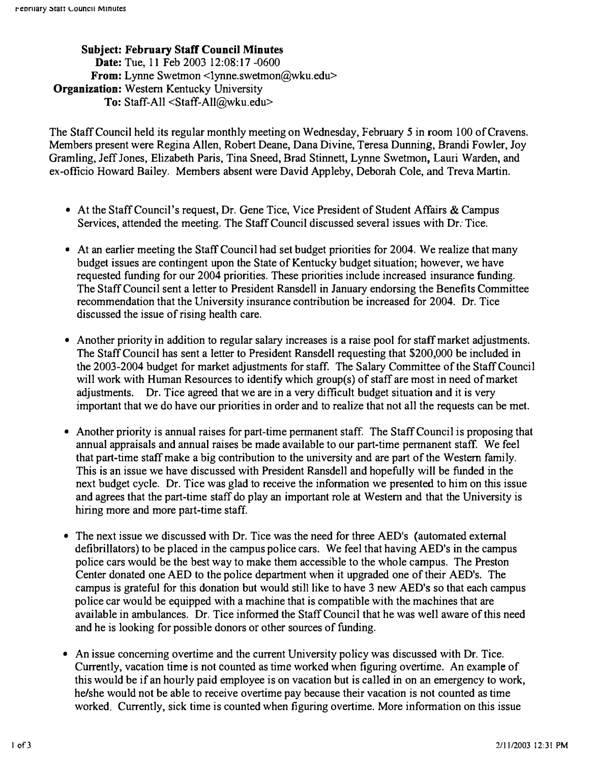**Subject:** February Staff Council Minutes
**Date:** Tue, 11 Feb 2003 12:08:17 -0600
**From:** Lynne Swetmon <lynne.swetmon@wku.edu>
**Organization:** Western Kentucky University
**To:** Staff-All <Staff-All@wku.edu>

The Staff Council held its regular monthly meeting on Wednesday, February 5 in room 100 of Cravens. Members present were Regina Allen, Robert Deane, Dana Divine, Teresa Dunning, Brandi Fowler, Joy Gramling, Jeff Jones, Elizabeth Paris, Tina Sneed, Brad Stinnett, Lynne Swetmon, Lauri Warden, and ex-officio Howard Bailey. Members absent were David Appleby, Deborah Cole, and Treva Martin.

- At the Staff Council's request, Dr. Gene Tice, Vice President of Student Affairs & Campus Services, attended the meeting. The Staff Council discussed several issues with Dr. Tice.
- At an earlier meeting the Staff Council had set budget priorities for 2004. We realize that many budget issues are contingent upon the State of Kentucky budget situation; however, we have requested funding for our 2004 priorities. These priorities include increased insurance funding. The Staff Council sent a letter to President Ransdell in January endorsing the Benefits Committee recommendation that the University insurance contribution be increased for 2004. Dr. Tice discussed the issue of rising health care.
- Another priority in addition to regular salary increases is a raise pool for staff market adjustments. The Staff Council has sent a letter to President Ransdell requesting that $200,000 be included in the 2003-2004 budget for market adjustments for staff. The Salary Committee of the Staff Council will work with Human Resources to identify which group(s) of staff are most in need of market adjustments. Dr. Tice agreed that we are in a very difficult budget situation and it is very important that we do have our priorities in order and to realize that not all the requests can be met.
- Another priority is annual raises for part-time permanent staff. The Staff Council is proposing that annual appraisals and annual raises be made available to our part-time permanent staff. We feel that part-time staff make a big contribution to the university and are part of the Western family. This is an issue we have discussed with President Ransdell and hopefully will be funded in the next budget cycle. Dr. Tice was glad to receive the information we presented to him on this issue and agrees that the part-time staff do play an important role at Western and that the University is hiring more and more part-time staff.
- The next issue we discussed with Dr. Tice was the need for three AED's (automated external defibrillators) to be placed in the campus police cars. We feel that having AED's in the campus police cars would be the best way to make them accessible to the whole campus. The Preston Center donated one AED to the police department when it upgraded one of their AED's. The campus is grateful for this donation but would still like to have 3 new AED's so that each campus police car would be equipped with a machine that is compatible with the machines that are available in ambulances. Dr. Tice informed the Staff Council that he was well aware of this need and he is looking for possible donors or other sources of funding.
- An issue concerning overtime and the current University policy was discussed with Dr. Tice. Currently, vacation time is not counted as time worked when figuring overtime. An example of this would be if an hourly paid employee is on vacation but is called in on an emergency to work, he/she would not be able to receive overtime pay because their vacation is not counted as time worked. Currently, sick time is counted when figuring overtime. More information on this issue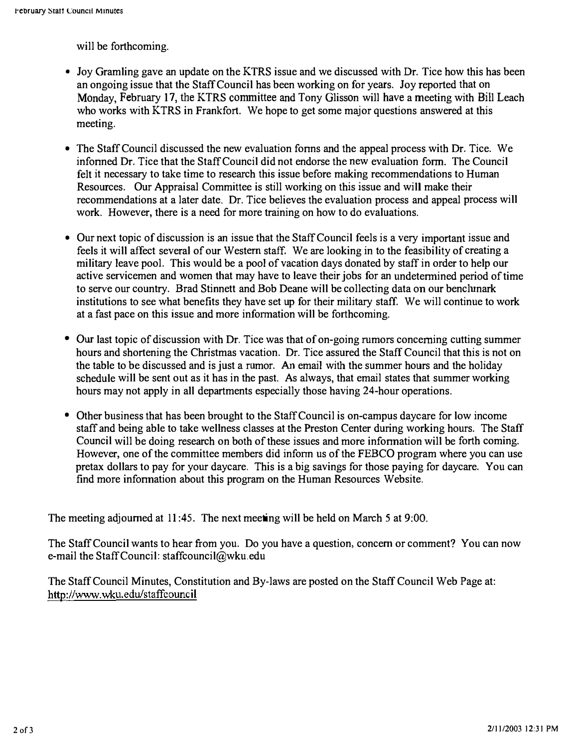will be forthcoming.

- Joy Gramling gave an update on the KTRS issue and we discussed with Dr. Tice how this has been an ongoing issue that the Staff Council has been working on for years. Joy reported that on Monday, February 17, the KTRS committee and Tony Glisson will have a meeting with Bill Leach who works with KTRS in Frankfort. We hope to get some major questions answered at this meeting.

- The Staff Council discussed the new evaluation forms and the appeal process with Dr. Tice. We informed Dr. Tice that the Staff Council did not endorse the new evaluation form. The Council felt it necessary to take time to research this issue before making recommendations to Human Resources. Our Appraisal Committee is still working on this issue and will make their recommendations at a later date. Dr. Tice believes the evaluation process and appeal process will work. However, there is a need for more training on how to do evaluations.

- Our next topic of discussion is an issue that the Staff Council feels is a very important issue and feels it will affect several of our Western staff. We are looking in to the feasibility of creating a military leave pool. This would be a pool of vacation days donated by staff in order to help our active servicemen and women that may have to leave their jobs for an undetermined period of time to serve our country. Brad Stinnett and Bob Deane will be collecting data on our benchmark institutions to see what benefits they have set up for their military staff. We will continue to work at a fast pace on this issue and more information will be forthcoming.

- Our last topic of discussion with Dr. Tice was that of on-going rumors concerning cutting summer hours and shortening the Christmas vacation. Dr. Tice assured the Staff Council that this is not on the table to be discussed and is just a rumor. An email with the summer hours and the holiday schedule will be sent out as it has in the past. As always, that email states that summer working hours may not apply in all departments especially those having 24-hour operations.

- Other business that has been brought to the Staff Council is on-campus daycare for low income staff and being able to take wellness classes at the Preston Center during working hours. The Staff Council will be doing research on both of these issues and more information will be forth coming. However, one of the committee members did inform us of the FEBCO program where you can use pretax dollars to pay for your daycare. This is a big savings for those paying for daycare. You can find more information about this program on the Human Resources Website.

The meeting adjourned at 11:45. The next meeting will be held on March 5 at 9:00.

The Staff Council wants to hear from you. Do you have a question, concern or comment? You can now e-mail the Staff Council: staffcouncil@wku.edu

The Staff Council Minutes, Constitution and By-laws are posted on the Staff Council Web Page at: http://www.wku.edu/staffcouncil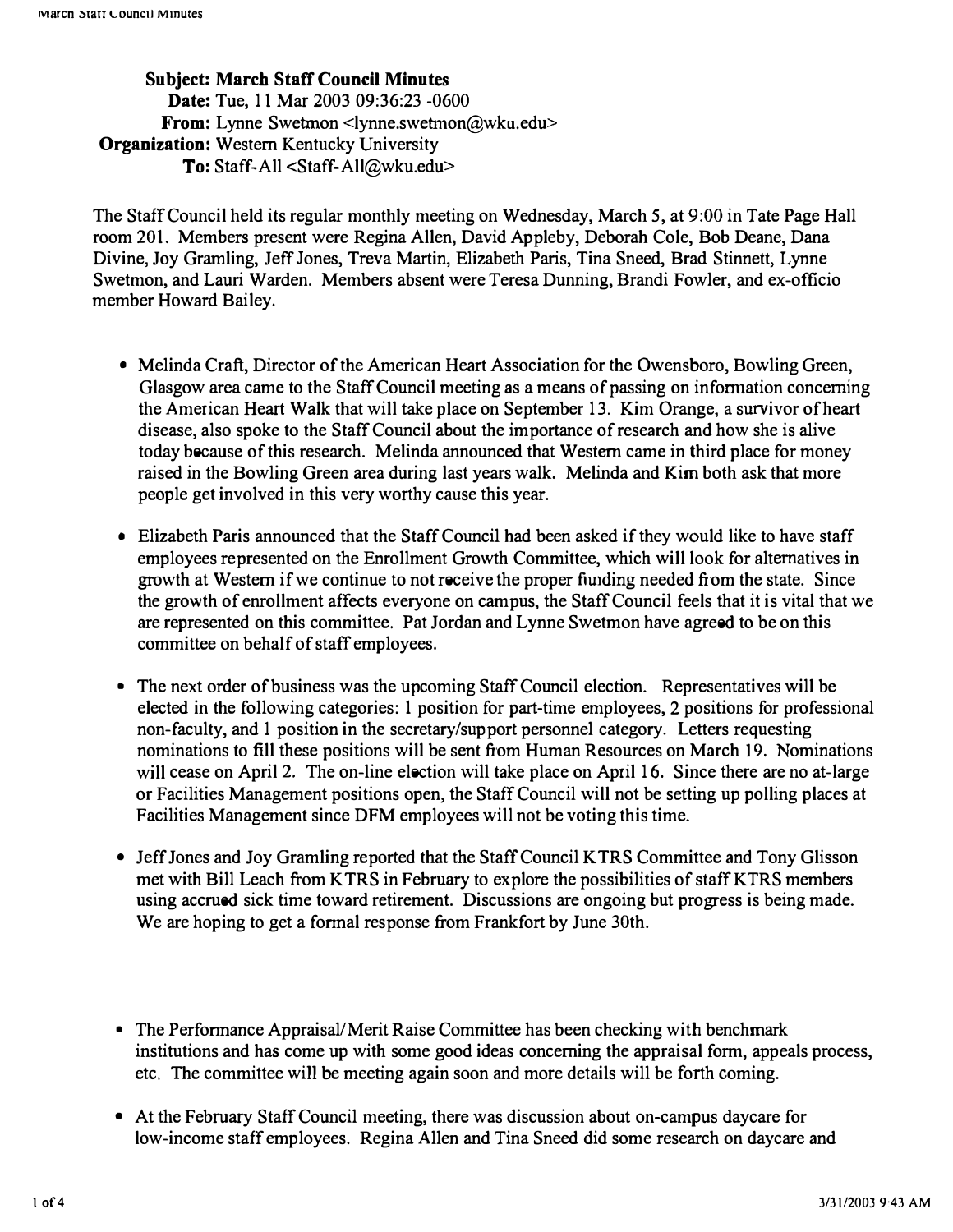**Subject:** March Staff Council Minutes
**Date:** Tue, 11 Mar 2003 09:36:23 -0600
**From:** Lynne Swetmon <lynne.swetmon@wku.edu>
**Organization:** Western Kentucky University
**To:** Staff-All <Staff-All@wku.edu>

The Staff Council held its regular monthly meeting on Wednesday, March 5, at 9:00 in Tate Page Hall room 201. Members present were Regina Allen, David Appleby, Deborah Cole, Bob Deane, Dana Divine, Joy Gramling, Jeff Jones, Treva Martin, Elizabeth Paris, Tina Sneed, Brad Stinnett, Lynne Swetmon, and Lauri Warden. Members absent were Teresa Dunning, Brandi Fowler, and ex-officio member Howard Bailey.

- Melinda Craft, Director of the American Heart Association for the Owensboro, Bowling Green, Glasgow area came to the Staff Council meeting as a means of passing on information concerning the American Heart Walk that will take place on September 13. Kim Orange, a survivor of heart disease, also spoke to the Staff Council about the importance of research and how she is alive today because of this research. Melinda announced that Western came in third place for money raised in the Bowling Green area during last years walk. Melinda and Kim both ask that more people get involved in this very worthy cause this year.

- Elizabeth Paris announced that the Staff Council had been asked if they would like to have staff employees represented on the Enrollment Growth Committee, which will look for alternatives in growth at Western if we continue to not receive the proper funding needed from the state. Since the growth of enrollment affects everyone on campus, the Staff Council feels that it is vital that we are represented on this committee. Pat Jordan and Lynne Swetmon have agreed to be on this committee on behalf of staff employees.

- The next order of business was the upcoming Staff Council election. Representatives will be elected in the following categories: 1 position for part-time employees, 2 positions for professional non-faculty, and 1 position in the secretary/support personnel category. Letters requesting nominations to fill these positions will be sent from Human Resources on March 19. Nominations will cease on April 2. The on-line election will take place on April 16. Since there are no at-large or Facilities Management positions open, the Staff Council will not be setting up polling places at Facilities Management since DFM employees will not be voting this time.

- Jeff Jones and Joy Gramling reported that the Staff Council KTRS Committee and Tony Glisson met with Bill Leach from KTRS in February to explore the possibilities of staff KTRS members using accrued sick time toward retirement. Discussions are ongoing but progress is being made. We are hoping to get a formal response from Frankfort by June 30th.

- The Performance Appraisal/Merit Raise Committee has been checking with benchmark institutions and has come up with some good ideas concerning the appraisal form, appeals process, etc. The committee will be meeting again soon and more details will be forth coming.

- At the February Staff Council meeting, there was discussion about on-campus daycare for low-income staff employees. Regina Allen and Tina Sneed did some research on daycare and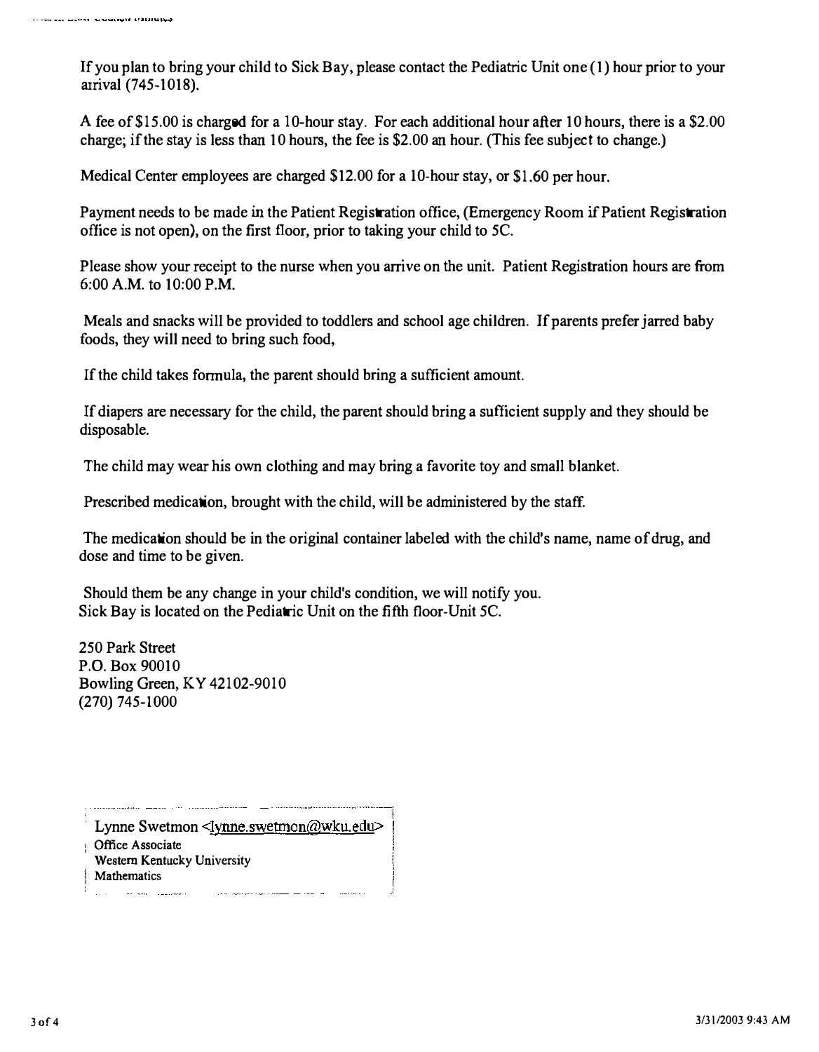If you plan to bring your child to Sick Bay, please contact the Pediatric Unit one (1) hour prior to your arrival (745-1018).

A fee of $15.00 is charged for a 10-hour stay. For each additional hour after 10 hours, there is a $2.00 charge; if the stay is less than 10 hours, the fee is $2.00 an hour. (This fee subject to change.)

Medical Center employees are charged $12.00 for a 10-hour stay, or $1.60 per hour.

Payment needs to be made in the Patient Registration office, (Emergency Room if Patient Registration office is not open), on the first floor, prior to taking your child to 5C.

Please show your receipt to the nurse when you arrive on the unit. Patient Registration hours are from 6:00 A.M. to 10:00 P.M.

Meals and snacks will be provided to toddlers and school age children. If parents prefer jarred baby foods, they will need to bring such food,

If the child takes formula, the parent should bring a sufficient amount.

If diapers are necessary for the child, the parent should bring a sufficient supply and they should be disposable.

The child may wear his own clothing and may bring a favorite toy and small blanket.

Prescribed medication, brought with the child, will be administered by the staff.

The medication should be in the original container labeled with the child's name, name of drug, and dose and time to be given.

Should them be any change in your child's condition, we will notify you.
Sick Bay is located on the Pediatric Unit on the fifth floor-Unit 5C.

250 Park Street
P.O. Box 90010
Bowling Green, KY 42102-9010
(270) 745-1000

Lynne Swetmon <lynne.swetmon@wku.edu>
Office Associate
Western Kentucky University
Mathematics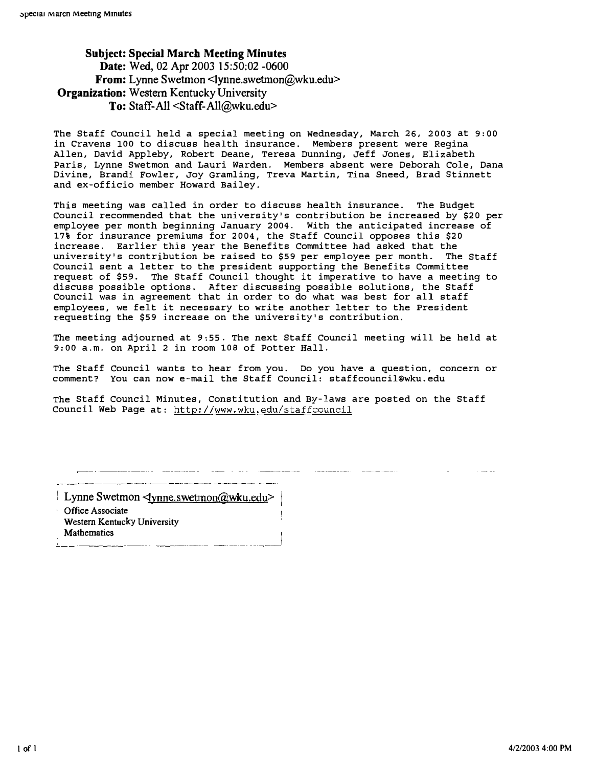**Subject:** Special March Meeting Minutes
**Date:** Wed, 02 Apr 2003 15:50:02 -0600
**From:** Lynne Swetmon <lynne.swetmon@wku.edu>
**Organization:** Western Kentucky University
**To:** Staff-All <Staff-All@wku.edu>

The Staff Council held a special meeting on Wednesday, March 26, 2003 at 9:00 in Cravens 100 to discuss health insurance. Members present were Regina Allen, David Appleby, Robert Deane, Teresa Dunning, Jeff Jones, Elizabeth Paris, Lynne Swetmon and Lauri Warden. Members absent were Deborah Cole, Dana Divine, Brandi Fowler, Joy Gramling, Treva Martin, Tina Sneed, Brad Stinnett and ex-officio member Howard Bailey.

This meeting was called in order to discuss health insurance. The Budget Council recommended that the university's contribution be increased by $20 per employee per month beginning January 2004. With the anticipated increase of 17% for insurance premiums for 2004, the Staff Council opposes this $20 increase. Earlier this year the Benefits Committee had asked that the university's contribution be raised to $59 per employee per month. The Staff Council sent a letter to the president supporting the Benefits Committee request of $59. The Staff Council thought it imperative to have a meeting to discuss possible options. After discussing possible solutions, the Staff Council was in agreement that in order to do what was best for all staff employees, we felt it necessary to write another letter to the President requesting the $59 increase on the university's contribution.

The meeting adjourned at 9:55. The next Staff Council meeting will be held at 9:00 a.m. on April 2 in room 108 of Potter Hall.

The Staff Council wants to hear from you. Do you have a question, concern or comment? You can now e-mail the Staff Council: staffcouncil@wku.edu

The Staff Council Minutes, Constitution and By-laws are posted on the Staff Council Web Page at: http://www.wku.edu/staffcouncil

Lynne Swetmon <lynne.swetmon@wku.edu>
Office Associate
Western Kentucky University
Mathematics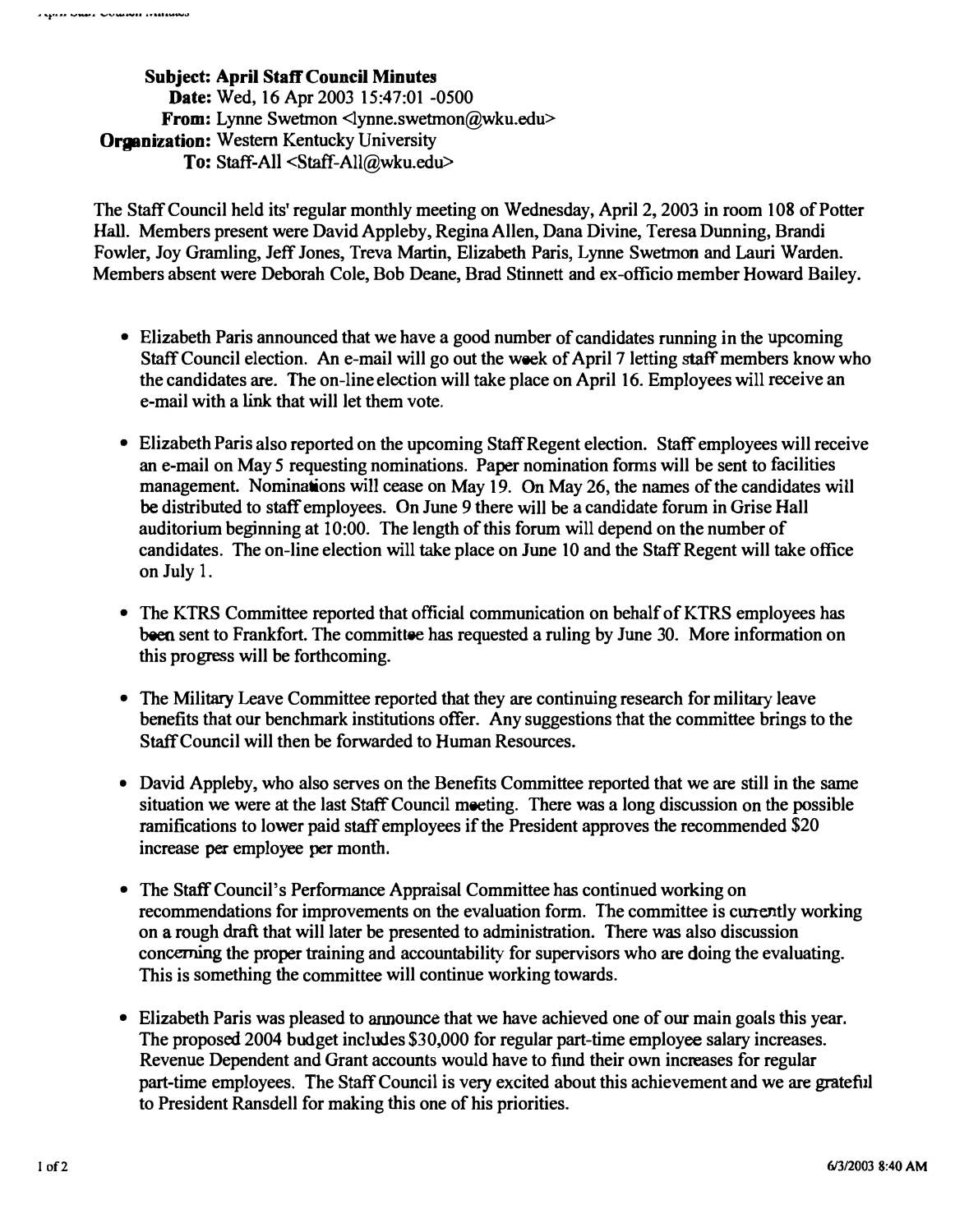**Subject:** April Staff Council Minutes
**Date:** Wed, 16 Apr 2003 15:47:01 -0500
**From:** Lynne Swetmon <lynne.swetmon@wku.edu>
**Organization:** Western Kentucky University
**To:** Staff-All <Staff-All@wku.edu>

The Staff Council held its' regular monthly meeting on Wednesday, April 2, 2003 in room 108 of Potter Hall. Members present were David Appleby, Regina Allen, Dana Divine, Teresa Dunning, Brandi Fowler, Joy Gramling, Jeff Jones, Treva Martin, Elizabeth Paris, Lynne Swetmon and Lauri Warden. Members absent were Deborah Cole, Bob Deane, Brad Stinnett and ex-officio member Howard Bailey.

- Elizabeth Paris announced that we have a good number of candidates running in the upcoming Staff Council election. An e-mail will go out the week of April 7 letting staff members know who the candidates are. The on-line election will take place on April 16. Employees will receive an e-mail with a link that will let them vote.

- Elizabeth Paris also reported on the upcoming Staff Regent election. Staff employees will receive an e-mail on May 5 requesting nominations. Paper nomination forms will be sent to facilities management. Nominations will cease on May 19. On May 26, the names of the candidates will be distributed to staff employees. On June 9 there will be a candidate forum in Grise Hall auditorium beginning at 10:00. The length of this forum will depend on the number of candidates. The on-line election will take place on June 10 and the Staff Regent will take office on July 1.

- The KTRS Committee reported that official communication on behalf of KTRS employees has been sent to Frankfort. The committee has requested a ruling by June 30. More information on this progress will be forthcoming.

- The Military Leave Committee reported that they are continuing research for military leave benefits that our benchmark institutions offer. Any suggestions that the committee brings to the Staff Council will then be forwarded to Human Resources.

- David Appleby, who also serves on the Benefits Committee reported that we are still in the same situation we were at the last Staff Council meeting. There was a long discussion on the possible ramifications to lower paid staff employees if the President approves the recommended $20 increase per employee per month.

- The Staff Council's Performance Appraisal Committee has continued working on recommendations for improvements on the evaluation form. The committee is currently working on a rough draft that will later be presented to administration. There was also discussion concerning the proper training and accountability for supervisors who are doing the evaluating. This is something the committee will continue working towards.

- Elizabeth Paris was pleased to announce that we have achieved one of our main goals this year. The proposed 2004 budget includes $30,000 for regular part-time employee salary increases. Revenue Dependent and Grant accounts would have to fund their own increases for regular part-time employees. The Staff Council is very excited about this achievement and we are grateful to President Ransdell for making this one of his priorities.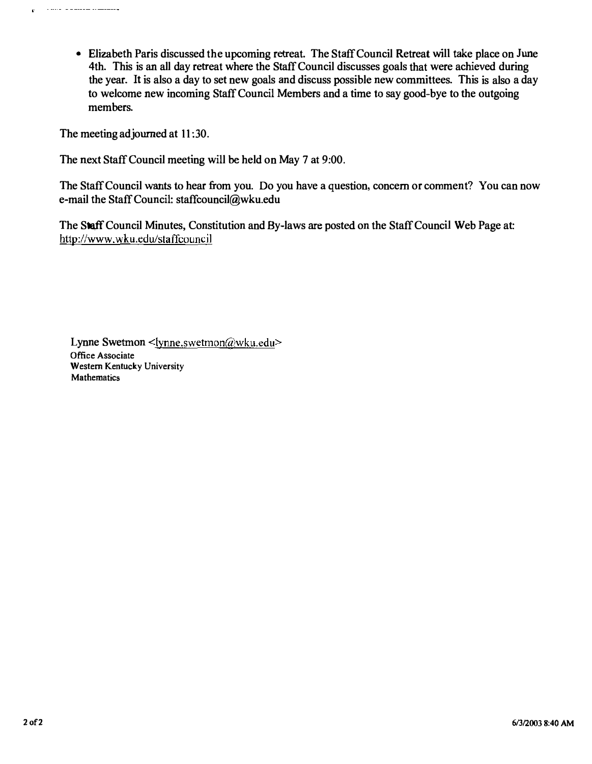- Elizabeth Paris discussed the upcoming retreat. The Staff Council Retreat will take place on June 4th. This is an all day retreat where the Staff Council discusses goals that were achieved during the year. It is also a day to set new goals and discuss possible new committees. This is also a day to welcome new incoming Staff Council Members and a time to say good-bye to the outgoing members.

The meeting adjourned at 11:30.

The next Staff Council meeting will be held on May 7 at 9:00.

The Staff Council wants to hear from you. Do you have a question, concern or comment? You can now e-mail the Staff Council: staffcouncil@wku.edu

The Staff Council Minutes, Constitution and By-laws are posted on the Staff Council Web Page at: http://www.wku.edu/staffcouncil

Lynne Swetmon <lynne.swetmon@wku.edu>
Office Associate
Western Kentucky University
Mathematics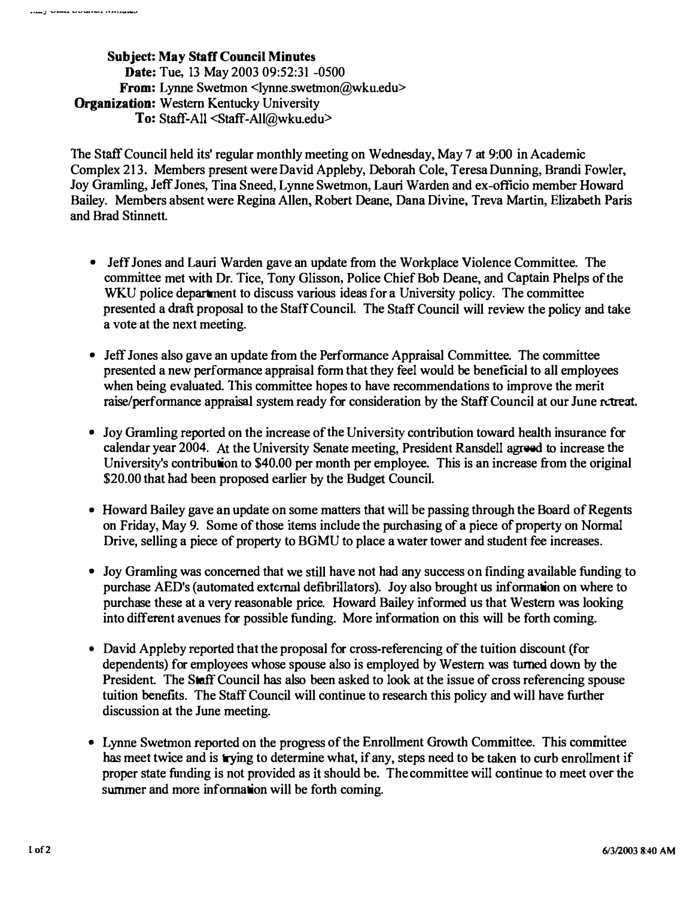**Subject:** May Staff Council Minutes
**Date:** Tue, 13 May 2003 09:52:31 -0500
**From:** Lynne Swetmon <lynne.swetmon@wku.edu>
**Organization:** Western Kentucky University
**To:** Staff-All <Staff-All@wku.edu>

The Staff Council held its' regular monthly meeting on Wednesday, May 7 at 9:00 in Academic Complex 213. Members present were David Appleby, Deborah Cole, Teresa Dunning, Brandi Fowler, Joy Gramling, Jeff Jones, Tina Sneed, Lynne Swetmon, Lauri Warden and ex-officio member Howard Bailey. Members absent were Regina Allen, Robert Deane, Dana Divine, Treva Martin, Elizabeth Paris and Brad Stinnett.

- Jeff Jones and Lauri Warden gave an update from the Workplace Violence Committee. The committee met with Dr. Tice, Tony Glisson, Police Chief Bob Deane, and Captain Phelps of the WKU police department to discuss various ideas for a University policy. The committee presented a draft proposal to the Staff Council. The Staff Council will review the policy and take a vote at the next meeting.

- Jeff Jones also gave an update from the Performance Appraisal Committee. The committee presented a new performance appraisal form that they feel would be beneficial to all employees when being evaluated. This committee hopes to have recommendations to improve the merit raise/performance appraisal system ready for consideration by the Staff Council at our June retreat.

- Joy Gramling reported on the increase of the University contribution toward health insurance for calendar year 2004. At the University Senate meeting, President Ransdell agreed to increase the University's contribution to $40.00 per month per employee. This is an increase from the original $20.00 that had been proposed earlier by the Budget Council.

- Howard Bailey gave an update on some matters that will be passing through the Board of Regents on Friday, May 9. Some of those items include the purchasing of a piece of property on Normal Drive, selling a piece of property to BGMU to place a water tower and student fee increases.

- Joy Gramling was concerned that we still have not had any success on finding available funding to purchase AED's (automated external defibrillators). Joy also brought us information on where to purchase these at a very reasonable price. Howard Bailey informed us that Western was looking into different avenues for possible funding. More information on this will be forth coming.

- David Appleby reported that the proposal for cross-referencing of the tuition discount (for dependents) for employees whose spouse also is employed by Western was turned down by the President. The Staff Council has also been asked to look at the issue of cross referencing spouse tuition benefits. The Staff Council will continue to research this policy and will have further discussion at the June meeting.

- Lynne Swetmon reported on the progress of the Enrollment Growth Committee. This committee has meet twice and is trying to determine what, if any, steps need to be taken to curb enrollment if proper state funding is not provided as it should be. The committee will continue to meet over the summer and more information will be forth coming.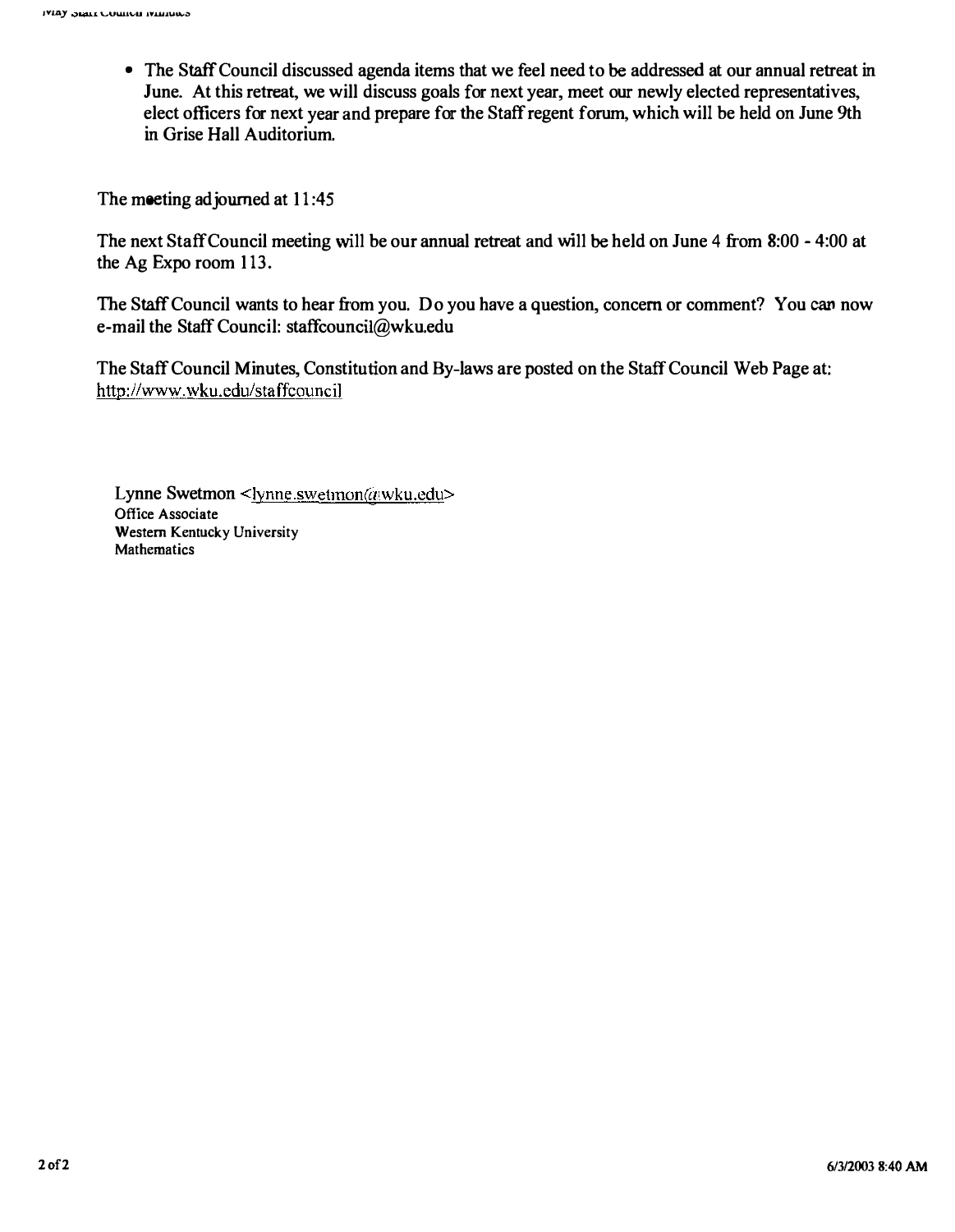- The Staff Council discussed agenda items that we feel need to be addressed at our annual retreat in June. At this retreat, we will discuss goals for next year, meet our newly elected representatives, elect officers for next year and prepare for the Staff regent forum, which will be held on June 9th in Grise Hall Auditorium.

The meeting adjourned at 11:45

The next Staff Council meeting will be our annual retreat and will be held on June 4 from 8:00 - 4:00 at the Ag Expo room 113.

The Staff Council wants to hear from you. Do you have a question, concern or comment? You can now e-mail the Staff Council: staffcouncil@wku.edu

The Staff Council Minutes, Constitution and By-laws are posted on the Staff Council Web Page at: http://www.wku.edu/staffcouncil

Lynne Swetmon <lynne.swetmon@wku.edu>
Office Associate
Western Kentucky University
Mathematics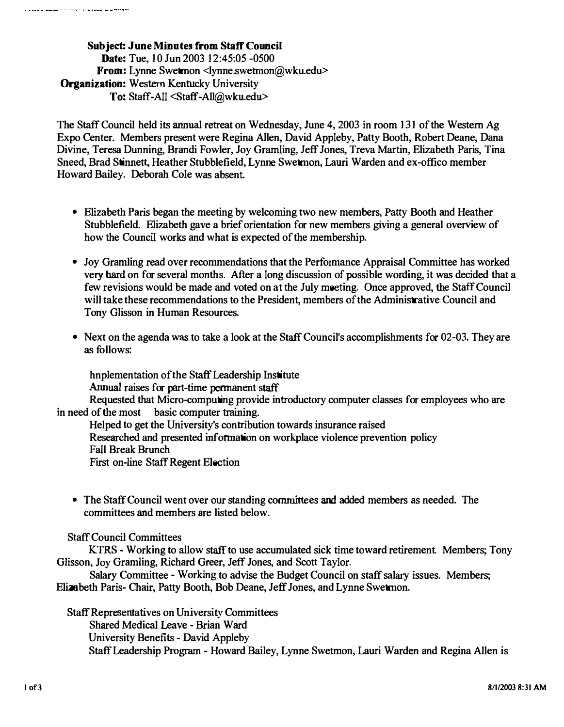**Subject:** **June Minutes from Staff Council**
**Date:** Tue, 10 Jun 2003 12:45:05 -0500
**From:** Lynne Swetmon <lynne.swetmon@wku.edu>
**Organization:** Western Kentucky University
**To:** Staff-All <Staff-All@wku.edu>

The Staff Council held its annual retreat on Wednesday, June 4, 2003 in room 131 of the Western Ag Expo Center. Members present were Regina Allen, David Appleby, Patty Booth, Robert Deane, Dana Divine, Teresa Dunning, Brandi Fowler, Joy Gramling, Jeff Jones, Treva Martin, Elizabeth Paris, Tina Sneed, Brad Stinnett, Heather Stubblefield, Lynne Swetmon, Lauri Warden and ex-offico member Howard Bailey. Deborah Cole was absent.

- Elizabeth Paris began the meeting by welcoming two new members, Patty Booth and Heather Stubblefield. Elizabeth gave a brief orientation for new members giving a general overview of how the Council works and what is expected of the membership.
- Joy Gramling read over recommendations that the Performance Appraisal Committee has worked very hard on for several months. After a long discussion of possible wording, it was decided that a few revisions would be made and voted on at the July meeting. Once approved, the Staff Council will take these recommendations to the President, members of the Administrative Council and Tony Glisson in Human Resources.
- Next on the agenda was to take a look at the Staff Council's accomplishments for 02-03. They are as follows:

  hnplementation of the Staff Leadership Institute
  Annual raises for part-time permanent staff
  Requested that Micro-computing provide introductory computer classes for employees who are in need of the most basic computer training.
  Helped to get the University's contribution towards insurance raised
  Researched and presented information on workplace violence prevention policy
  Fall Break Brunch
  First on-line Staff Regent Election

- The Staff Council went over our standing committees and added members as needed. The committees and members are listed below.

Staff Council Committees
  KTRS - Working to allow staff to use accumulated sick time toward retirement. Members; Tony Glisson, Joy Gramling, Richard Greer, Jeff Jones, and Scott Taylor.
  Salary Committee - Working to advise the Budget Council on staff salary issues. Members; Elizabeth Paris- Chair, Patty Booth, Bob Deane, Jeff Jones, and Lynne Swetmon.

Staff Representatives on University Committees
  Shared Medical Leave - Brian Ward
  University Benefits - David Appleby
  Staff Leadership Program - Howard Bailey, Lynne Swetmon, Lauri Warden and Regina Allen is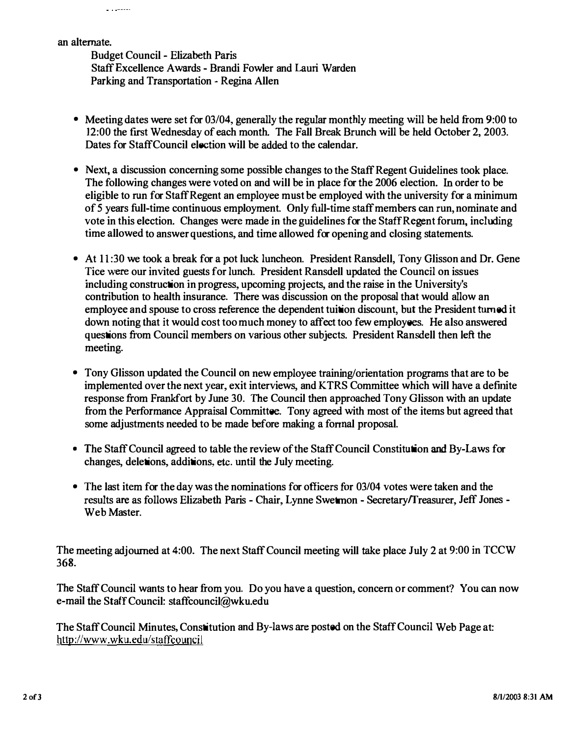an alternate.

Budget Council - Elizabeth Paris
Staff Excellence Awards - Brandi Fowler and Lauri Warden
Parking and Transportation - Regina Allen

- Meeting dates were set for 03/04, generally the regular monthly meeting will be held from 9:00 to 12:00 the first Wednesday of each month. The Fall Break Brunch will be held October 2, 2003. Dates for Staff Council election will be added to the calendar.

- Next, a discussion concerning some possible changes to the Staff Regent Guidelines took place. The following changes were voted on and will be in place for the 2006 election. In order to be eligible to run for Staff Regent an employee must be employed with the university for a minimum of 5 years full-time continuous employment. Only full-time staff members can run, nominate and vote in this election. Changes were made in the guidelines for the Staff Regent forum, including time allowed to answer questions, and time allowed for opening and closing statements.

- At 11:30 we took a break for a pot luck luncheon. President Ransdell, Tony Glisson and Dr. Gene Tice were our invited guests for lunch. President Ransdell updated the Council on issues including construction in progress, upcoming projects, and the raise in the University's contribution to health insurance. There was discussion on the proposal that would allow an employee and spouse to cross reference the dependent tuition discount, but the President turned it down noting that it would cost too much money to affect too few employees. He also answered questions from Council members on various other subjects. President Ransdell then left the meeting.

- Tony Glisson updated the Council on new employee training/orientation programs that are to be implemented over the next year, exit interviews, and KTRS Committee which will have a definite response from Frankfort by June 30. The Council then approached Tony Glisson with an update from the Performance Appraisal Committee. Tony agreed with most of the items but agreed that some adjustments needed to be made before making a formal proposal.

- The Staff Council agreed to table the review of the Staff Council Constitution and By-Laws for changes, deletions, additions, etc. until the July meeting.

- The last item for the day was the nominations for officers for 03/04 votes were taken and the results are as follows Elizabeth Paris - Chair, Lynne Swetmon - Secretary/Treasurer, Jeff Jones - Web Master.

The meeting adjourned at 4:00. The next Staff Council meeting will take place July 2 at 9:00 in TCCW 368.

The Staff Council wants to hear from you. Do you have a question, concern or comment? You can now e-mail the Staff Council: staffcouncil@wku.edu

The Staff Council Minutes, Constitution and By-laws are posted on the Staff Council Web Page at: http://www.wku.edu/staffcouncil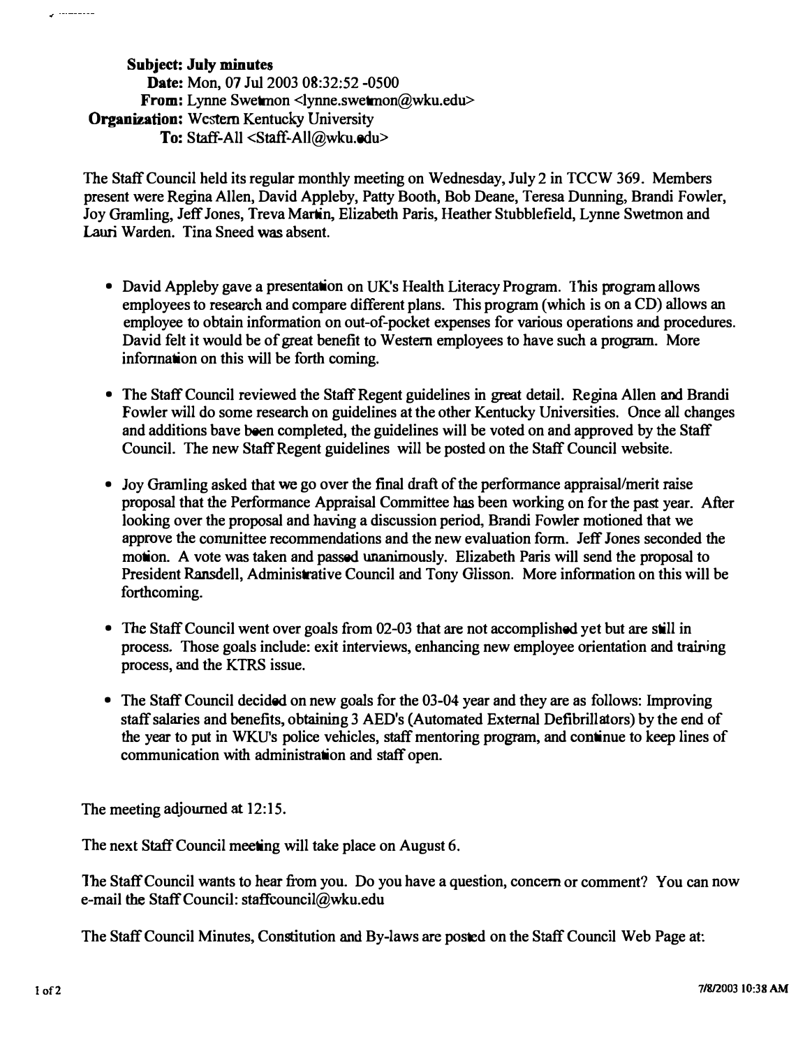**Subject: July minutes**
**Date:** Mon, 07 Jul 2003 08:32:52 -0500
**From:** Lynne Swetmon <lynne.swetmon@wku.edu>
**Organization:** Western Kentucky University
**To:** Staff-All <Staff-All@wku.edu>

The Staff Council held its regular monthly meeting on Wednesday, July 2 in TCCW 369. Members present were Regina Allen, David Appleby, Patty Booth, Bob Deane, Teresa Dunning, Brandi Fowler, Joy Gramling, Jeff Jones, Treva Martin, Elizabeth Paris, Heather Stubblefield, Lynne Swetmon and Lauri Warden. Tina Sneed was absent.

- David Appleby gave a presentation on UK's Health Literacy Program. This program allows employees to research and compare different plans. This program (which is on a CD) allows an employee to obtain information on out-of-pocket expenses for various operations and procedures. David felt it would be of great benefit to Western employees to have such a program. More information on this will be forth coming.
- The Staff Council reviewed the Staff Regent guidelines in great detail. Regina Allen and Brandi Fowler will do some research on guidelines at the other Kentucky Universities. Once all changes and additions bave been completed, the guidelines will be voted on and approved by the Staff Council. The new Staff Regent guidelines will be posted on the Staff Council website.
- Joy Gramling asked that we go over the final draft of the performance appraisal/merit raise proposal that the Performance Appraisal Committee has been working on for the past year. After looking over the proposal and having a discussion period, Brandi Fowler motioned that we approve the committee recommendations and the new evaluation form. Jeff Jones seconded the motion. A vote was taken and passed unanimously. Elizabeth Paris will send the proposal to President Ransdell, Administrative Council and Tony Glisson. More information on this will be forthcoming.
- The Staff Council went over goals from 02-03 that are not accomplished yet but are still in process. Those goals include: exit interviews, enhancing new employee orientation and training process, and the KTRS issue.
- The Staff Council decided on new goals for the 03-04 year and they are as follows: Improving staff salaries and benefits, obtaining 3 AED's (Automated External Defibrillators) by the end of the year to put in WKU's police vehicles, staff mentoring program, and continue to keep lines of communication with administration and staff open.

The meeting adjourned at 12:15.

The next Staff Council meeting will take place on August 6.

The Staff Council wants to hear from you. Do you have a question, concern or comment? You can now e-mail the Staff Council: staffcouncil@wku.edu

The Staff Council Minutes, Constitution and By-laws are posted on the Staff Council Web Page at: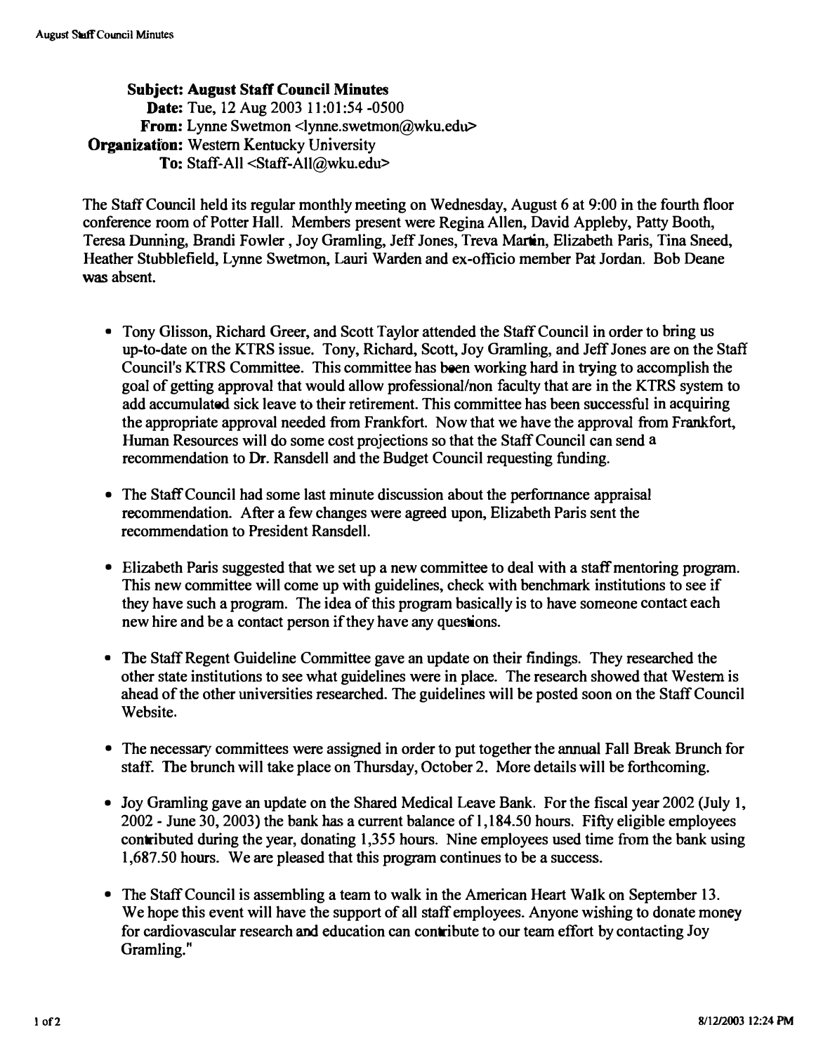**Subject:** **August Staff Council Minutes**
**Date:** Tue, 12 Aug 2003 11:01:54 -0500
**From:** Lynne Swetmon <lynne.swetmon@wku.edu>
**Organization:** Western Kentucky University
**To:** Staff-All <Staff-All@wku.edu>

The Staff Council held its regular monthly meeting on Wednesday, August 6 at 9:00 in the fourth floor conference room of Potter Hall. Members present were Regina Allen, David Appleby, Patty Booth, Teresa Dunning, Brandi Fowler , Joy Gramling, Jeff Jones, Treva Martin, Elizabeth Paris, Tina Sneed, Heather Stubblefield, Lynne Swetmon, Lauri Warden and ex-officio member Pat Jordan. Bob Deane was absent.

- Tony Glisson, Richard Greer, and Scott Taylor attended the Staff Council in order to bring us up-to-date on the KTRS issue. Tony, Richard, Scott, Joy Gramling, and Jeff Jones are on the Staff Council's KTRS Committee. This committee has been working hard in trying to accomplish the goal of getting approval that would allow professional/non faculty that are in the KTRS system to add accumulated sick leave to their retirement. This committee has been successful in acquiring the appropriate approval needed from Frankfort. Now that we have the approval from Frankfort, Human Resources will do some cost projections so that the Staff Council can send a recommendation to Dr. Ransdell and the Budget Council requesting funding.

- The Staff Council had some last minute discussion about the performance appraisal recommendation. After a few changes were agreed upon, Elizabeth Paris sent the recommendation to President Ransdell.

- Elizabeth Paris suggested that we set up a new committee to deal with a staff mentoring program. This new committee will come up with guidelines, check with benchmark institutions to see if they have such a program. The idea of this program basically is to have someone contact each new hire and be a contact person if they have any questions.

- The Staff Regent Guideline Committee gave an update on their findings. They researched the other state institutions to see what guidelines were in place. The research showed that Western is ahead of the other universities researched. The guidelines will be posted soon on the Staff Council Website.

- The necessary committees were assigned in order to put together the annual Fall Break Brunch for staff. The brunch will take place on Thursday, October 2. More details will be forthcoming.

- Joy Gramling gave an update on the Shared Medical Leave Bank. For the fiscal year 2002 (July 1, 2002 - June 30, 2003) the bank has a current balance of 1,184.50 hours. Fifty eligible employees contributed during the year, donating 1,355 hours. Nine employees used time from the bank using 1,687.50 hours. We are pleased that this program continues to be a success.

- The Staff Council is assembling a team to walk in the American Heart Walk on September 13. We hope this event will have the support of all staff employees. Anyone wishing to donate money for cardiovascular research and education can contribute to our team effort by contacting Joy Gramling."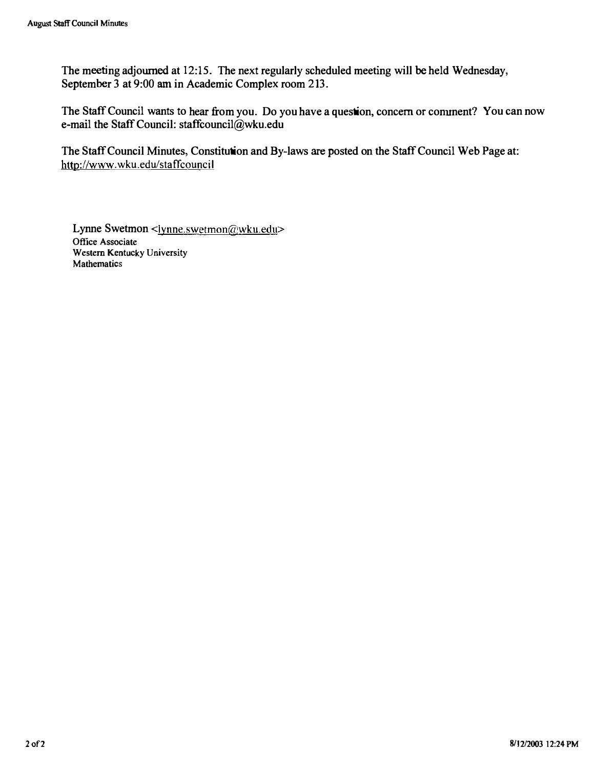The meeting adjourned at 12:15. The next regularly scheduled meeting will be held Wednesday, September 3 at 9:00 am in Academic Complex room 213.

The Staff Council wants to hear from you. Do you have a question, concern or comment? You can now e-mail the Staff Council: staffcouncil@wku.edu

The Staff Council Minutes, Constitution and By-laws are posted on the Staff Council Web Page at: http://www.wku.edu/staffcouncil

Lynne Swetmon <lynne.swetmon@wku.edu>
Office Associate
Western Kentucky University
Mathematics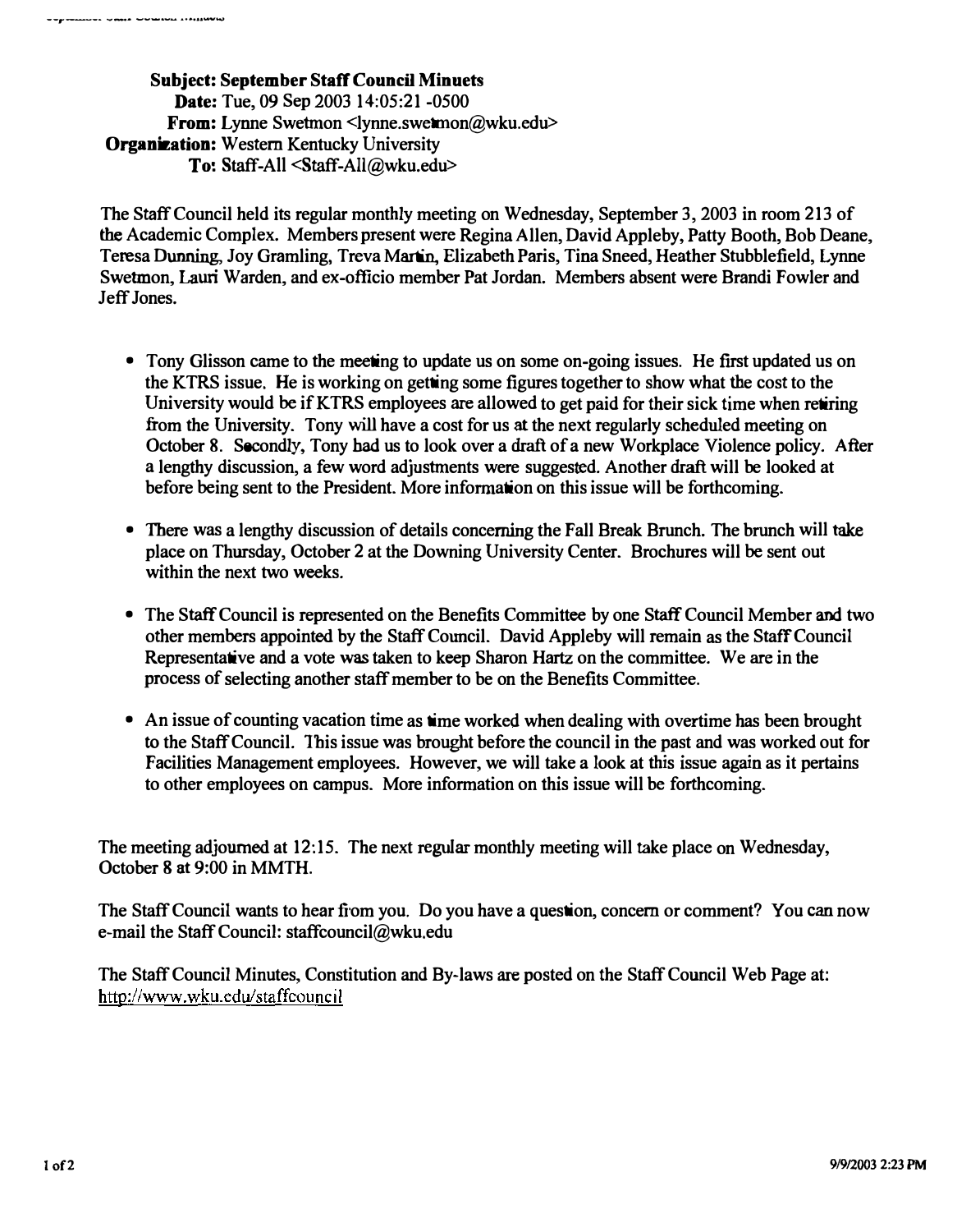**Subject:** **September Staff Council Minuets**
**Date:** Tue, 09 Sep 2003 14:05:21 -0500
**From:** Lynne Swetmon <lynne.swetmon@wku.edu>
**Organization:** Western Kentucky University
**To:** Staff-All <Staff-All@wku.edu>

The Staff Council held its regular monthly meeting on Wednesday, September 3, 2003 in room 213 of the Academic Complex. Members present were Regina Allen, David Appleby, Patty Booth, Bob Deane, Teresa Dunning, Joy Gramling, Treva Martin, Elizabeth Paris, Tina Sneed, Heather Stubblefield, Lynne Swetmon, Lauri Warden, and ex-officio member Pat Jordan. Members absent were Brandi Fowler and Jeff Jones.

- Tony Glisson came to the meeting to update us on some on-going issues. He first updated us on the KTRS issue. He is working on getting some figures together to show what the cost to the University would be if KTRS employees are allowed to get paid for their sick time when retiring from the University. Tony will have a cost for us at the next regularly scheduled meeting on October 8. Secondly, Tony had us to look over a draft of a new Workplace Violence policy. After a lengthy discussion, a few word adjustments were suggested. Another draft will be looked at before being sent to the President. More information on this issue will be forthcoming.
- There was a lengthy discussion of details concerning the Fall Break Brunch. The brunch will take place on Thursday, October 2 at the Downing University Center. Brochures will be sent out within the next two weeks.
- The Staff Council is represented on the Benefits Committee by one Staff Council Member and two other members appointed by the Staff Council. David Appleby will remain as the Staff Council Representative and a vote was taken to keep Sharon Hartz on the committee. We are in the process of selecting another staff member to be on the Benefits Committee.
- An issue of counting vacation time as time worked when dealing with overtime has been brought to the Staff Council. This issue was brought before the council in the past and was worked out for Facilities Management employees. However, we will take a look at this issue again as it pertains to other employees on campus. More information on this issue will be forthcoming.

The meeting adjourned at 12:15. The next regular monthly meeting will take place on Wednesday, October 8 at 9:00 in MMTH.

The Staff Council wants to hear from you. Do you have a question, concern or comment? You can now e-mail the Staff Council: staffcouncil@wku.edu

The Staff Council Minutes, Constitution and By-laws are posted on the Staff Council Web Page at: http://www.wku.edu/staffcouncil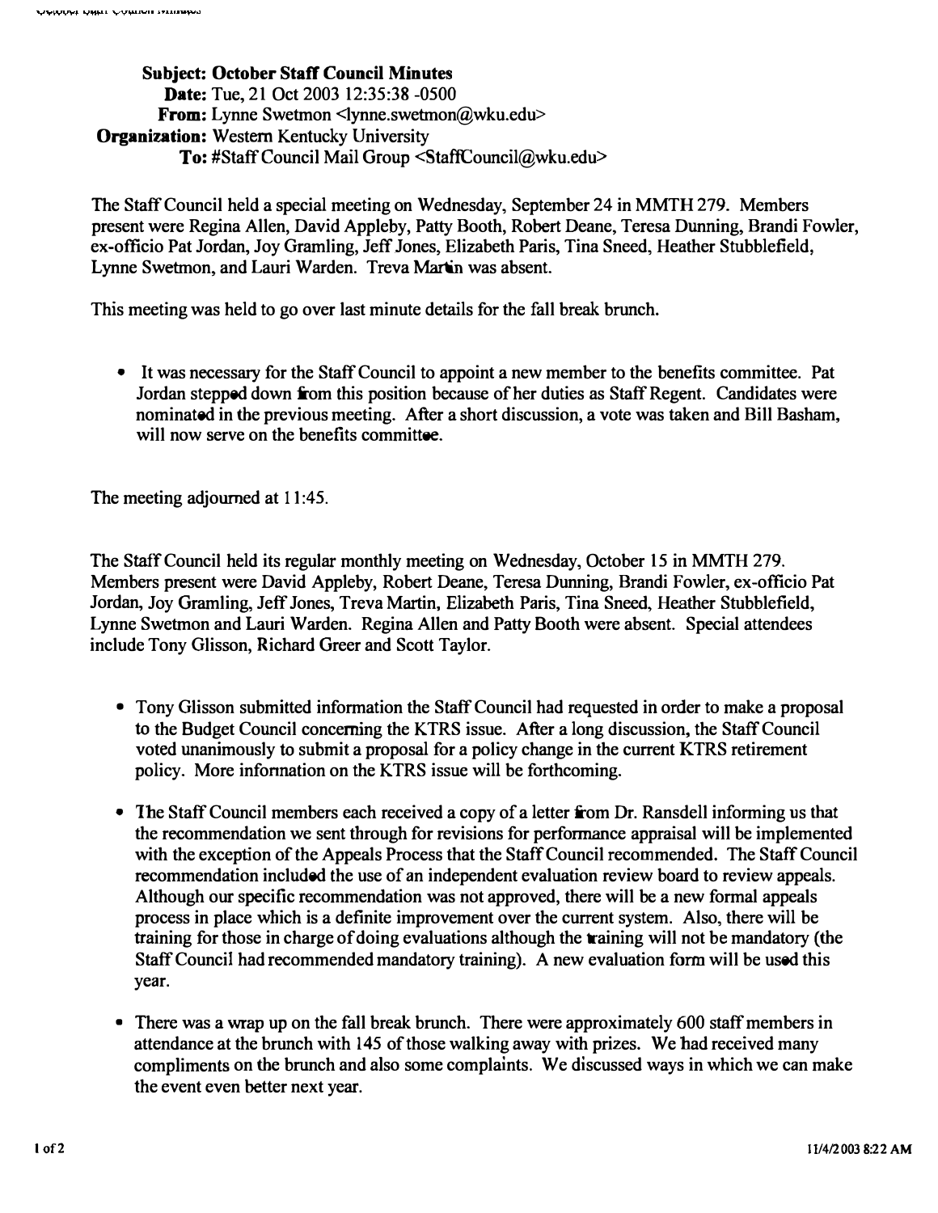**Subject:** October Staff Council Minutes
**Date:** Tue, 21 Oct 2003 12:35:38 -0500
**From:** Lynne Swetmon <lynne.swetmon@wku.edu>
**Organization:** Western Kentucky University
**To:** #Staff Council Mail Group <StaffCouncil@wku.edu>

The Staff Council held a special meeting on Wednesday, September 24 in MMTH 279. Members present were Regina Allen, David Appleby, Patty Booth, Robert Deane, Teresa Dunning, Brandi Fowler, ex-officio Pat Jordan, Joy Gramling, Jeff Jones, Elizabeth Paris, Tina Sneed, Heather Stubblefield, Lynne Swetmon, and Lauri Warden. Treva Martin was absent.

This meeting was held to go over last minute details for the fall break brunch.

- It was necessary for the Staff Council to appoint a new member to the benefits committee. Pat Jordan stepped down from this position because of her duties as Staff Regent. Candidates were nominated in the previous meeting. After a short discussion, a vote was taken and Bill Basham, will now serve on the benefits committee.

The meeting adjourned at 11:45.

The Staff Council held its regular monthly meeting on Wednesday, October 15 in MMTH 279. Members present were David Appleby, Robert Deane, Teresa Dunning, Brandi Fowler, ex-officio Pat Jordan, Joy Gramling, Jeff Jones, Treva Martin, Elizabeth Paris, Tina Sneed, Heather Stubblefield, Lynne Swetmon and Lauri Warden. Regina Allen and Patty Booth were absent. Special attendees include Tony Glisson, Richard Greer and Scott Taylor.

- Tony Glisson submitted information the Staff Council had requested in order to make a proposal to the Budget Council concerning the KTRS issue. After a long discussion, the Staff Council voted unanimously to submit a proposal for a policy change in the current KTRS retirement policy. More information on the KTRS issue will be forthcoming.

- The Staff Council members each received a copy of a letter from Dr. Ransdell informing us that the recommendation we sent through for revisions for performance appraisal will be implemented with the exception of the Appeals Process that the Staff Council recommended. The Staff Council recommendation included the use of an independent evaluation review board to review appeals. Although our specific recommendation was not approved, there will be a new formal appeals process in place which is a definite improvement over the current system. Also, there will be training for those in charge of doing evaluations although the training will not be mandatory (the Staff Council had recommended mandatory training). A new evaluation form will be used this year.

- There was a wrap up on the fall break brunch. There were approximately 600 staff members in attendance at the brunch with 145 of those walking away with prizes. We had received many compliments on the brunch and also some complaints. We discussed ways in which we can make the event even better next year.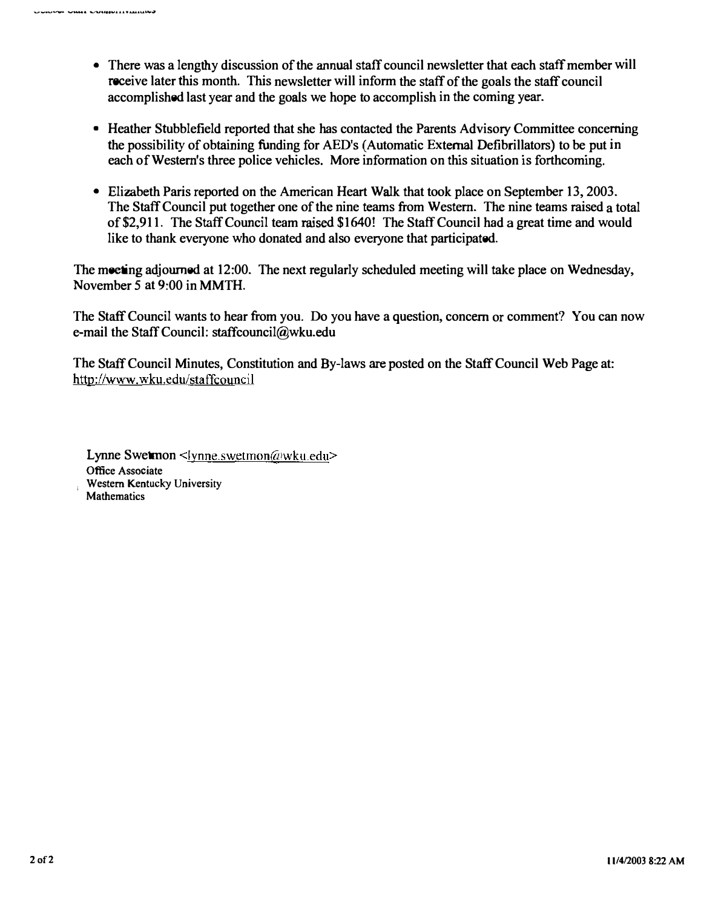- There was a lengthy discussion of the annual staff council newsletter that each staff member will receive later this month. This newsletter will inform the staff of the goals the staff council accomplished last year and the goals we hope to accomplish in the coming year.

- Heather Stubblefield reported that she has contacted the Parents Advisory Committee concerning the possibility of obtaining funding for AED's (Automatic External Defibrillators) to be put in each of Western's three police vehicles. More information on this situation is forthcoming.

- Elizabeth Paris reported on the American Heart Walk that took place on September 13, 2003. The Staff Council put together one of the nine teams from Western. The nine teams raised a total of $2,911. The Staff Council team raised $1640! The Staff Council had a great time and would like to thank everyone who donated and also everyone that participated.

The meeting adjourned at 12:00. The next regularly scheduled meeting will take place on Wednesday, November 5 at 9:00 in MMTH.

The Staff Council wants to hear from you. Do you have a question, concern or comment? You can now e-mail the Staff Council: staffcouncil@wku.edu

The Staff Council Minutes, Constitution and By-laws are posted on the Staff Council Web Page at: http://www.wku.edu/staffcouncil

Lynne Swetmon <lynne.swetmon@wku.edu>
Office Associate
Western Kentucky University
Mathematics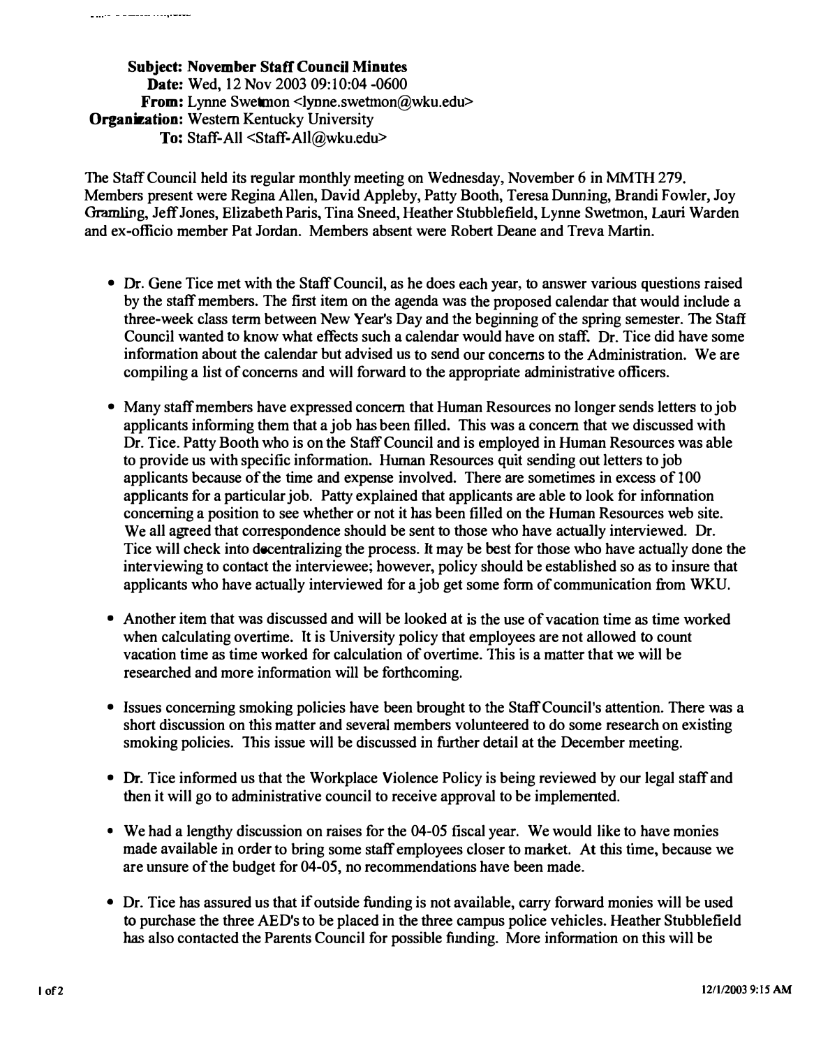**Subject:** November Staff Council Minutes
**Date:** Wed, 12 Nov 2003 09:10:04 -0600
**From:** Lynne Swetmon <lynne.swetmon@wku.edu>
**Organization:** Western Kentucky University
**To:** Staff-All <Staff-All@wku.edu>

The Staff Council held its regular monthly meeting on Wednesday, November 6 in MMTH 279. Members present were Regina Allen, David Appleby, Patty Booth, Teresa Dunning, Brandi Fowler, Joy Gramling, Jeff Jones, Elizabeth Paris, Tina Sneed, Heather Stubblefield, Lynne Swetmon, Lauri Warden and ex-officio member Pat Jordan. Members absent were Robert Deane and Treva Martin.

- Dr. Gene Tice met with the Staff Council, as he does each year, to answer various questions raised by the staff members. The first item on the agenda was the proposed calendar that would include a three-week class term between New Year's Day and the beginning of the spring semester. The Staff Council wanted to know what effects such a calendar would have on staff. Dr. Tice did have some information about the calendar but advised us to send our concerns to the Administration. We are compiling a list of concerns and will forward to the appropriate administrative officers.

- Many staff members have expressed concern that Human Resources no longer sends letters to job applicants informing them that a job has been filled. This was a concern that we discussed with Dr. Tice. Patty Booth who is on the Staff Council and is employed in Human Resources was able to provide us with specific information. Human Resources quit sending out letters to job applicants because of the time and expense involved. There are sometimes in excess of 100 applicants for a particular job. Patty explained that applicants are able to look for information concerning a position to see whether or not it has been filled on the Human Resources web site. We all agreed that correspondence should be sent to those who have actually interviewed. Dr. Tice will check into decentralizing the process. It may be best for those who have actually done the interviewing to contact the interviewee; however, policy should be established so as to insure that applicants who have actually interviewed for a job get some form of communication from WKU.

- Another item that was discussed and will be looked at is the use of vacation time as time worked when calculating overtime. It is University policy that employees are not allowed to count vacation time as time worked for calculation of overtime. This is a matter that we will be researched and more information will be forthcoming.

- Issues concerning smoking policies have been brought to the Staff Council's attention. There was a short discussion on this matter and several members volunteered to do some research on existing smoking policies. This issue will be discussed in further detail at the December meeting.

- Dr. Tice informed us that the Workplace Violence Policy is being reviewed by our legal staff and then it will go to administrative council to receive approval to be implemented.

- We had a lengthy discussion on raises for the 04-05 fiscal year. We would like to have monies made available in order to bring some staff employees closer to market. At this time, because we are unsure of the budget for 04-05, no recommendations have been made.

- Dr. Tice has assured us that if outside funding is not available, carry forward monies will be used to purchase the three AED's to be placed in the three campus police vehicles. Heather Stubblefield has also contacted the Parents Council for possible funding. More information on this will be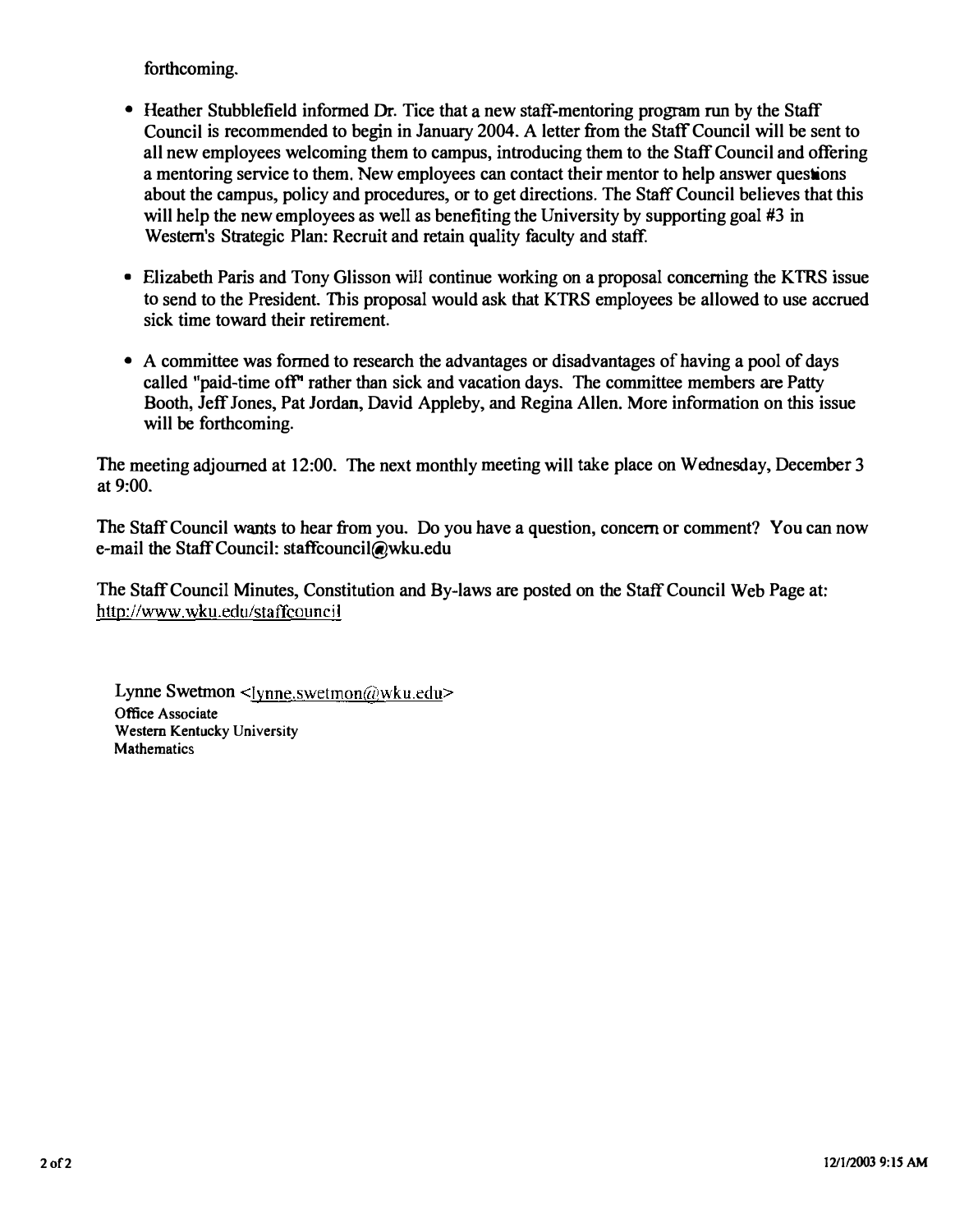forthcoming.

- Heather Stubblefield informed Dr. Tice that a new staff-mentoring program run by the Staff Council is recommended to begin in January 2004. A letter from the Staff Council will be sent to all new employees welcoming them to campus, introducing them to the Staff Council and offering a mentoring service to them. New employees can contact their mentor to help answer questions about the campus, policy and procedures, or to get directions. The Staff Council believes that this will help the new employees as well as benefiting the University by supporting goal #3 in Western's Strategic Plan: Recruit and retain quality faculty and staff.

- Elizabeth Paris and Tony Glisson will continue working on a proposal concerning the KTRS issue to send to the President. This proposal would ask that KTRS employees be allowed to use accrued sick time toward their retirement.

- A committee was formed to research the advantages or disadvantages of having a pool of days called "paid-time off" rather than sick and vacation days. The committee members are Patty Booth, Jeff Jones, Pat Jordan, David Appleby, and Regina Allen. More information on this issue will be forthcoming.

The meeting adjourned at 12:00. The next monthly meeting will take place on Wednesday, December 3 at 9:00.

The Staff Council wants to hear from you. Do you have a question, concern or comment? You can now e-mail the Staff Council: staffcouncil@wku.edu

The Staff Council Minutes, Constitution and By-laws are posted on the Staff Council Web Page at: http://www.wku.edu/staffcouncil

Lynne Swetmon <lynne.swetmon@wku.edu>
Office Associate
Western Kentucky University
Mathematics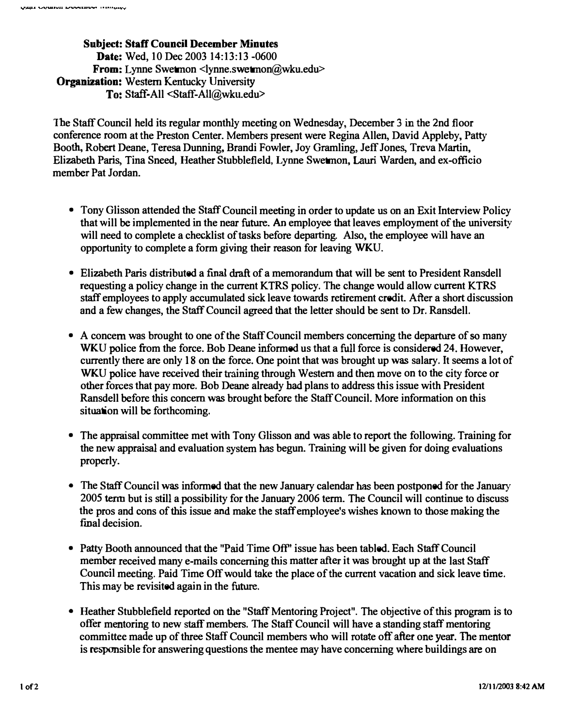**Subject: Staff Council December Minutes**
**Date:** Wed, 10 Dec 2003 14:13:13 -0600
**From:** Lynne Swetmon <lynne.swetmon@wku.edu>
**Organization:** Western Kentucky University
**To:** Staff-All <Staff-All@wku.edu>

The Staff Council held its regular monthly meeting on Wednesday, December 3 in the 2nd floor conference room at the Preston Center. Members present were Regina Allen, David Appleby, Patty Booth, Robert Deane, Teresa Dunning, Brandi Fowler, Joy Gramling, Jeff Jones, Treva Martin, Elizabeth Paris, Tina Sneed, Heather Stubblefield, Lynne Swetmon, Lauri Warden, and ex-officio member Pat Jordan.

- Tony Glisson attended the Staff Council meeting in order to update us on an Exit Interview Policy that will be implemented in the near future. An employee that leaves employment of the university will need to complete a checklist of tasks before departing. Also, the employee will have an opportunity to complete a form giving their reason for leaving WKU.

- Elizabeth Paris distributed a final draft of a memorandum that will be sent to President Ransdell requesting a policy change in the current KTRS policy. The change would allow current KTRS staff employees to apply accumulated sick leave towards retirement credit. After a short discussion and a few changes, the Staff Council agreed that the letter should be sent to Dr. Ransdell.

- A concern was brought to one of the Staff Council members concerning the departure of so many WKU police from the force. Bob Deane informed us that a full force is considered 24. However, currently there are only 18 on the force. One point that was brought up was salary. It seems a lot of WKU police have received their training through Western and then move on to the city force or other forces that pay more. Bob Deane already had plans to address this issue with President Ransdell before this concern was brought before the Staff Council. More information on this situation will be forthcoming.

- The appraisal committee met with Tony Glisson and was able to report the following. Training for the new appraisal and evaluation system has begun. Training will be given for doing evaluations properly.

- The Staff Council was informed that the new January calendar has been postponed for the January 2005 term but is still a possibility for the January 2006 term. The Council will continue to discuss the pros and cons of this issue and make the staff employee's wishes known to those making the final decision.

- Patty Booth announced that the "Paid Time Off" issue has been tabled. Each Staff Council member received many e-mails concerning this matter after it was brought up at the last Staff Council meeting. Paid Time Off would take the place of the current vacation and sick leave time. This may be revisited again in the future.

- Heather Stubblefield reported on the "Staff Mentoring Project". The objective of this program is to offer mentoring to new staff members. The Staff Council will have a standing staff mentoring committee made up of three Staff Council members who will rotate off after one year. The mentor is responsible for answering questions the mentee may have concerning where buildings are on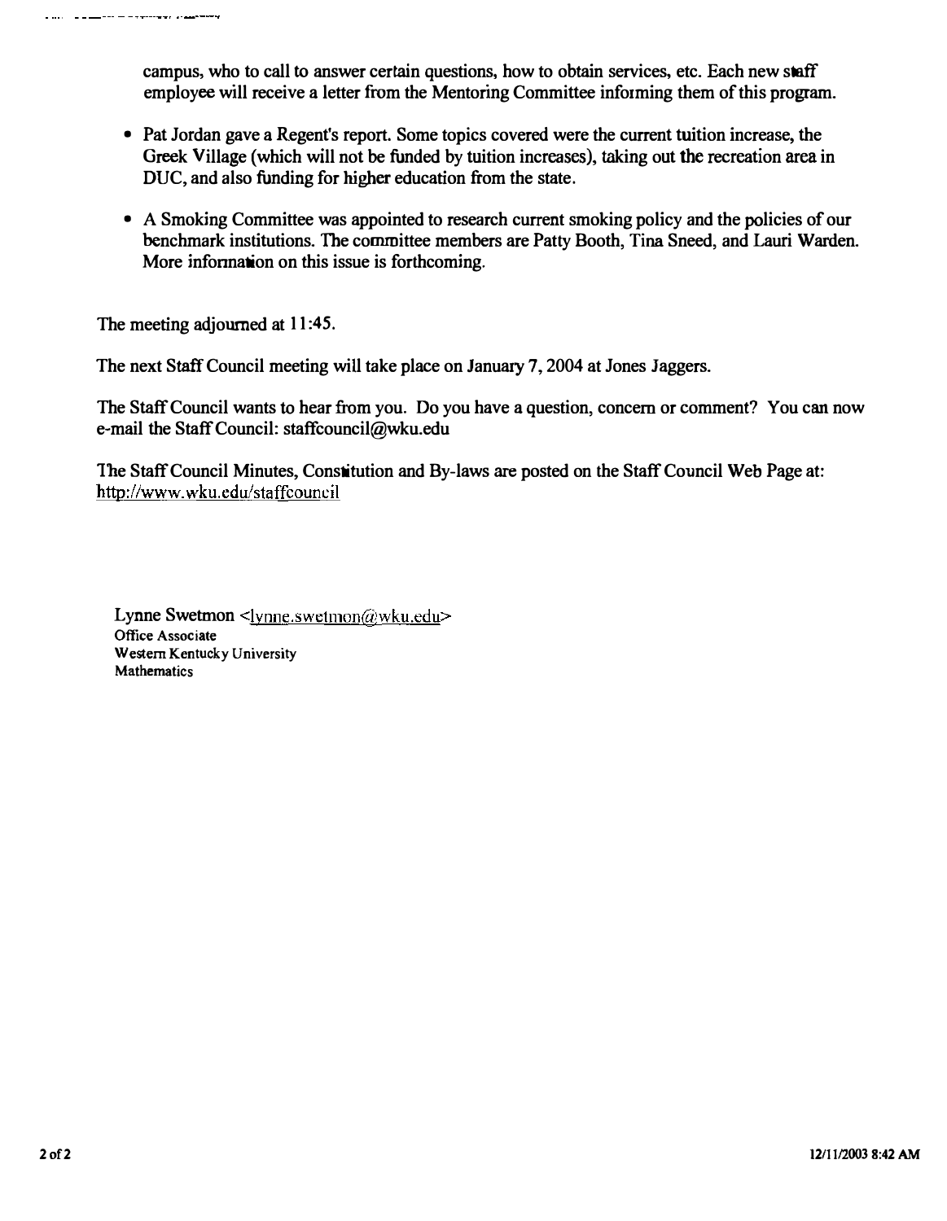campus, who to call to answer certain questions, how to obtain services, etc. Each new staff employee will receive a letter from the Mentoring Committee informing them of this program.

- Pat Jordan gave a Regent's report. Some topics covered were the current tuition increase, the Greek Village (which will not be funded by tuition increases), taking out the recreation area in DUC, and also funding for higher education from the state.

- A Smoking Committee was appointed to research current smoking policy and the policies of our benchmark institutions. The committee members are Patty Booth, Tina Sneed, and Lauri Warden. More information on this issue is forthcoming.

The meeting adjourned at 11:45.

The next Staff Council meeting will take place on January 7, 2004 at Jones Jaggers.

The Staff Council wants to hear from you. Do you have a question, concern or comment? You can now e-mail the Staff Council: staffcouncil@wku.edu

The Staff Council Minutes, Constitution and By-laws are posted on the Staff Council Web Page at: http://www.wku.edu/staffcouncil

Lynne Swetmon <lynne.swetmon@wku.edu>
Office Associate
Western Kentucky University
Mathematics